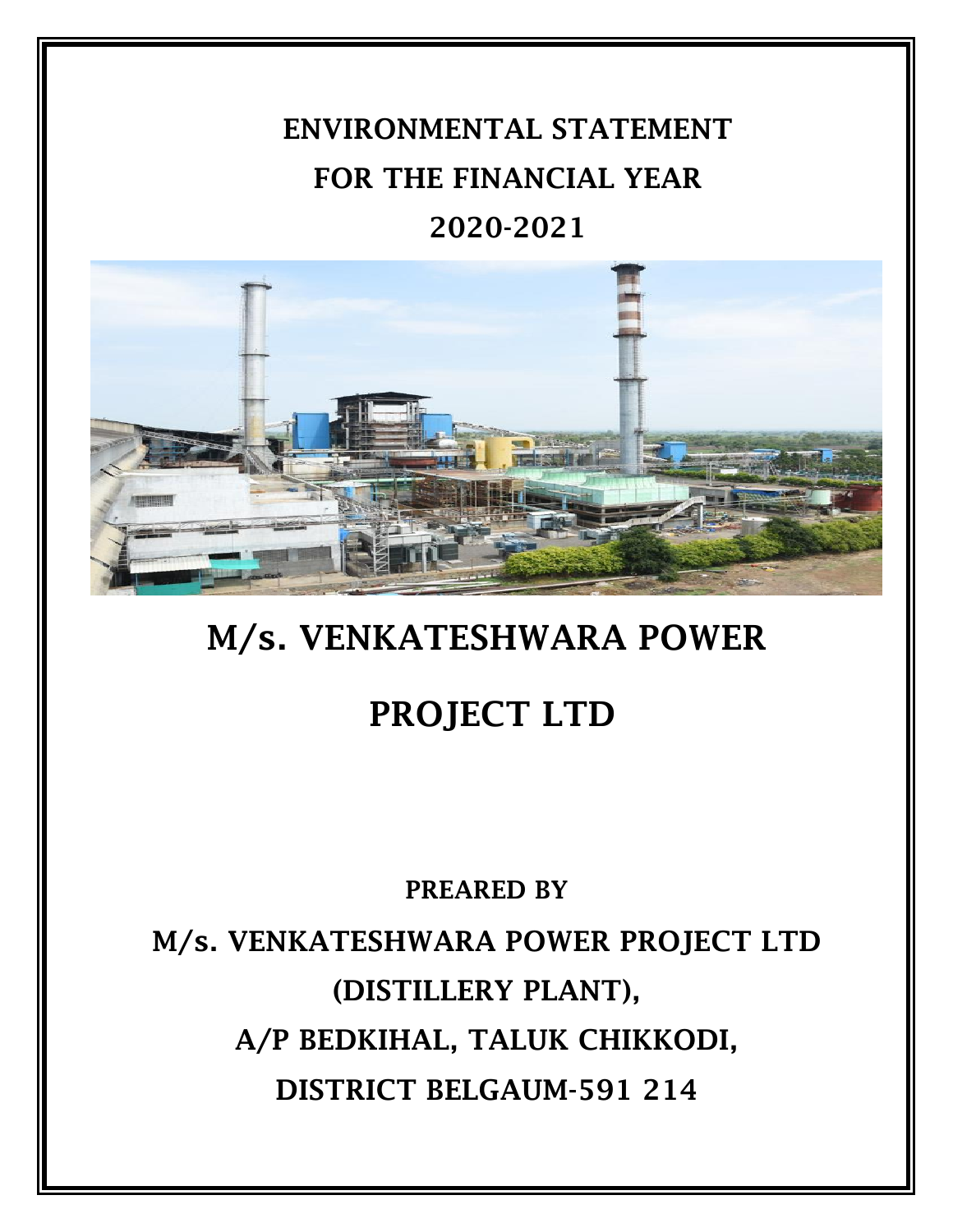# ENVIRONMENTAL STATEMENT

# FOR THE FINANCIAL YEAR

# 2020-2021

# M/s. VENKATESHWARA POWER PROJECT LTD

**PREARED BY**

**M/s. VENKATESHWARA POWER PROJECT LTD**

**(DISTILLERY PLANT),**

**A/P BEDKIHAL, TALUK CHIKKODI,**

**DISTRICT BELGAUM-591 214**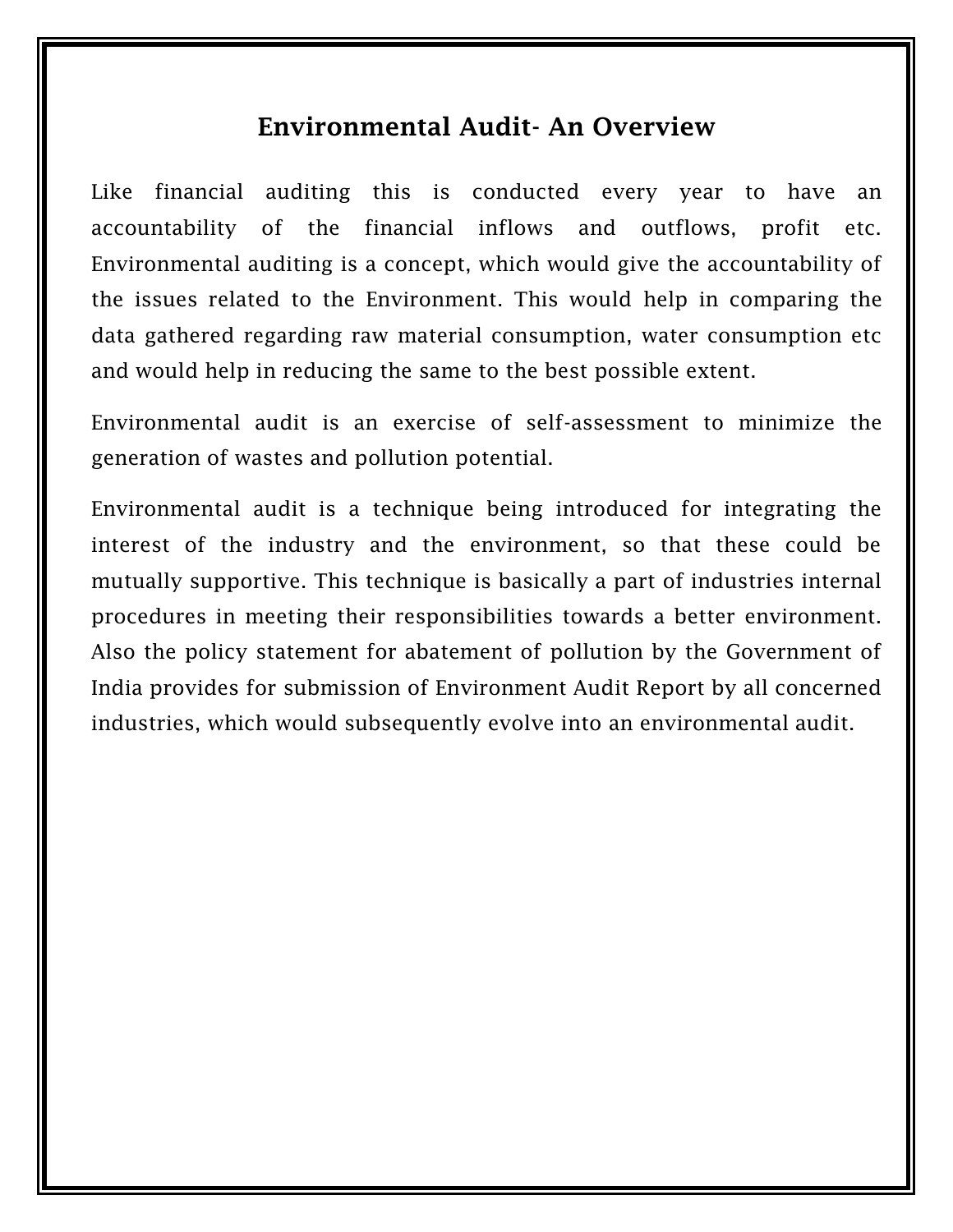## Environmental Audit- An Overview

Like financial auditing this is conducted every year to have an accountability of the financial inflows and outflows, profit etc. Environmental auditing is a concept, which would give the accountability of the issues related to the Environment. This would help in comparing the data gathered regarding raw material consumption, water consumption etc and would help in reducing the same to the best possible extent.

Environmental audit is an exercise of self-assessment to minimize the generation of wastes and pollution potential.

Environmental audit is a technique being introduced for integrating the interest of the industry and the environment, so that these could be mutually supportive. This technique is basically a part of industries internal procedures in meeting their responsibilities towards a better environment. Also the policy statement for abatement of pollution by the Government of India provides for submission of Environment Audit Report by all concerned industries, which would subsequently evolve into an environmental audit.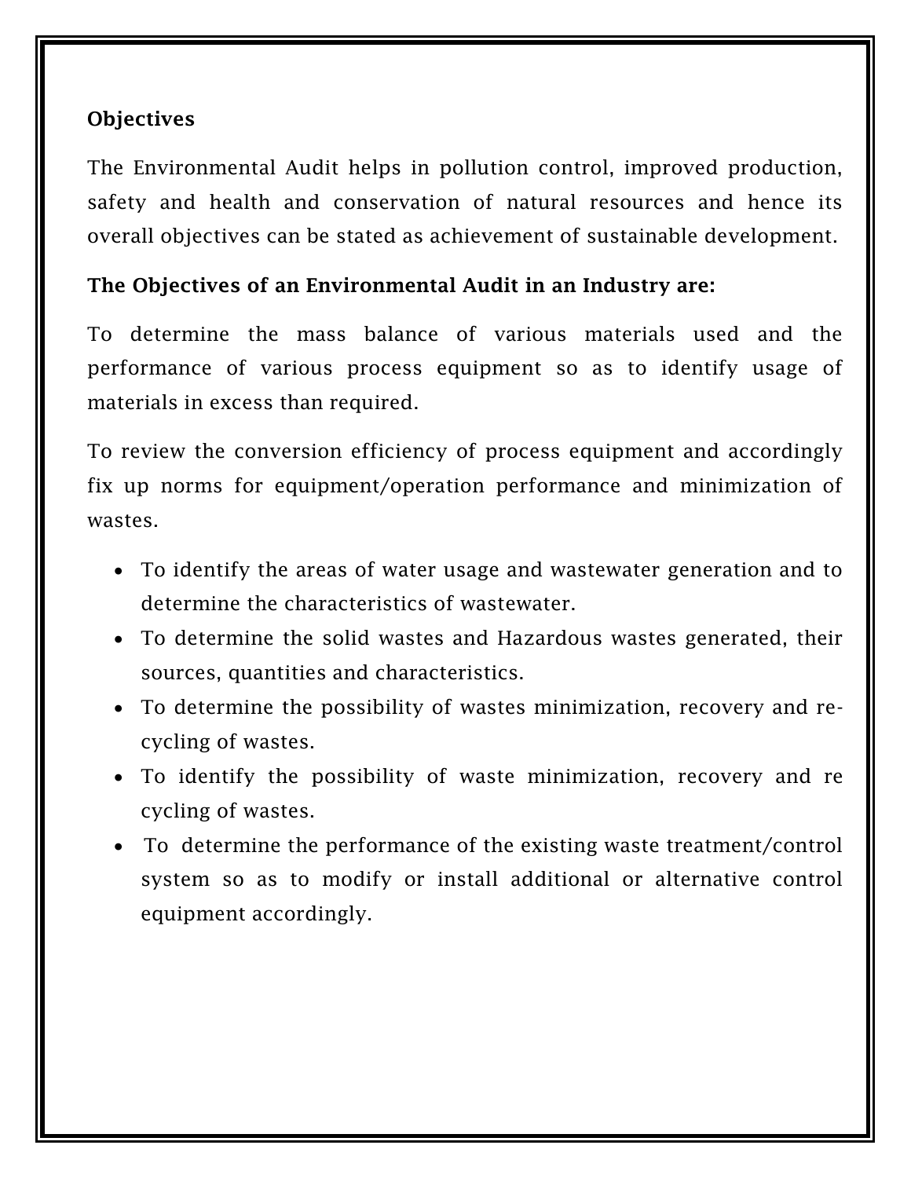**Objectives**

The Environmental Audit helps in pollution control, improved production, safety and health and conservation of natural resources and hence its overall objectives can be stated as achievement of sustainable development.

**The Objectives of an Environmental Audit in an Industry are:**

To determine the mass balance of various materials used and the performance of various process equipment so as to identify usage of materials in excess than required.

To review the conversion efficiency of process equipment and accordingly fix up norms for equipment/operation performance and minimization of wastes.

- To identify the areas of water usage and wastewater generation and to determine the characteristics of wastewater.
- To determine the solid wastes and Hazardous wastes generated, their sources, quantities and characteristics.
- To determine the possibility of wastes minimization, recovery and re-cycling of wastes.
- To identify the possibility of waste minimization, recovery and re cycling of wastes.
- To determine the performance of the existing waste treatment/control system so as to modify or install additional or alternative control equipment accordingly.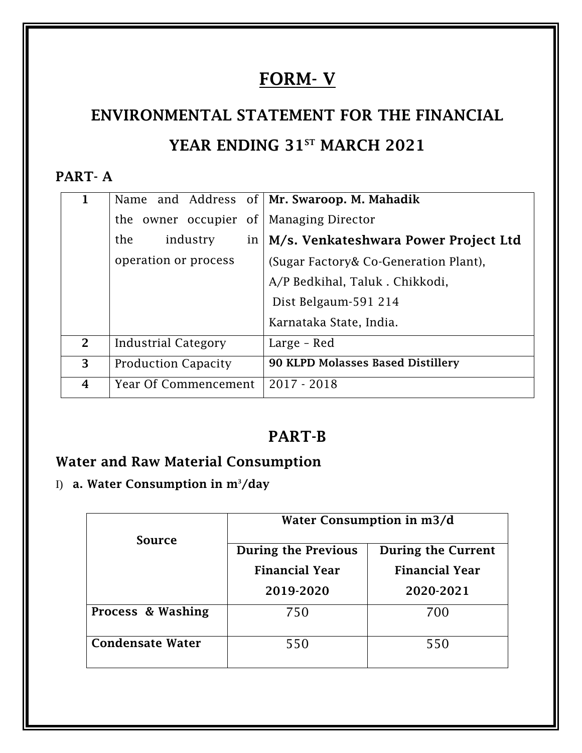# FORM- V

## ENVIRONMENTAL STATEMENT FOR THE FINANCIAL YEAR ENDING 31ST MARCH 2021

### PART- A

| | | |
|---|---|---|
| 1 | Name and Address of the owner occupier of the industry in operation or process | **Mr. Swaroop. M. Mahadik**<br>Managing Director<br>**M/s. Venkateshwara Power Project Ltd**<br>(Sugar Factory& Co-Generation Plant),<br>A/P Bedkihal, Taluk . Chikkodi,<br>Dist Belgaum-591 214<br>Karnataka State, India. |
| 2 | Industrial Category | Large – Red |
| 3 | Production Capacity | **90 KLPD Molasses Based Distillery** |
| 4 | Year Of Commencement | 2017 - 2018 |

## PART-B

### Water and Raw Material Consumption

I) **a. Water Consumption in $m^3$/day**

| Source | Water Consumption in m3/d | |
|---|---|---|
| | During the Previous Financial Year 2019-2020 | During the Current Financial Year 2020-2021 |
| **Process & Washing** | 750 | 700 |
| **Condensate Water** | 550 | 550 |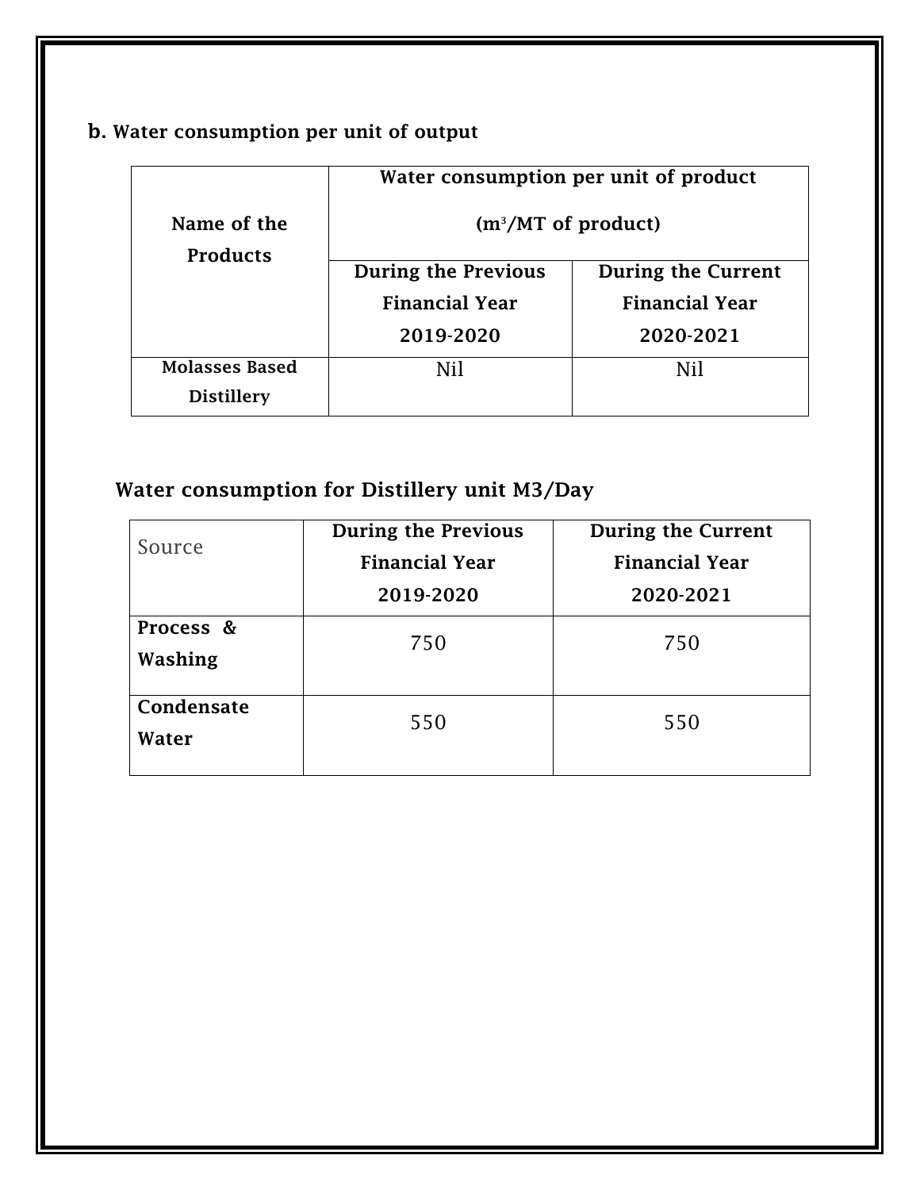**b. Water consumption per unit of output**

| Name of the Products | Water consumption per unit of product ($m^3$/MT of product) | |
|---|---|---|
| | During the Previous Financial Year 2019-2020 | During the Current Financial Year 2020-2021 |
| Molasses Based Distillery | Nil | Nil |

**Water consumption for Distillery unit M3/Day**

| Source | During the Previous Financial Year 2019-2020 | During the Current Financial Year 2020-2021 |
|---|---|---|
| **Process & Washing** | 750 | 750 |
| **Condensate Water** | 550 | 550 |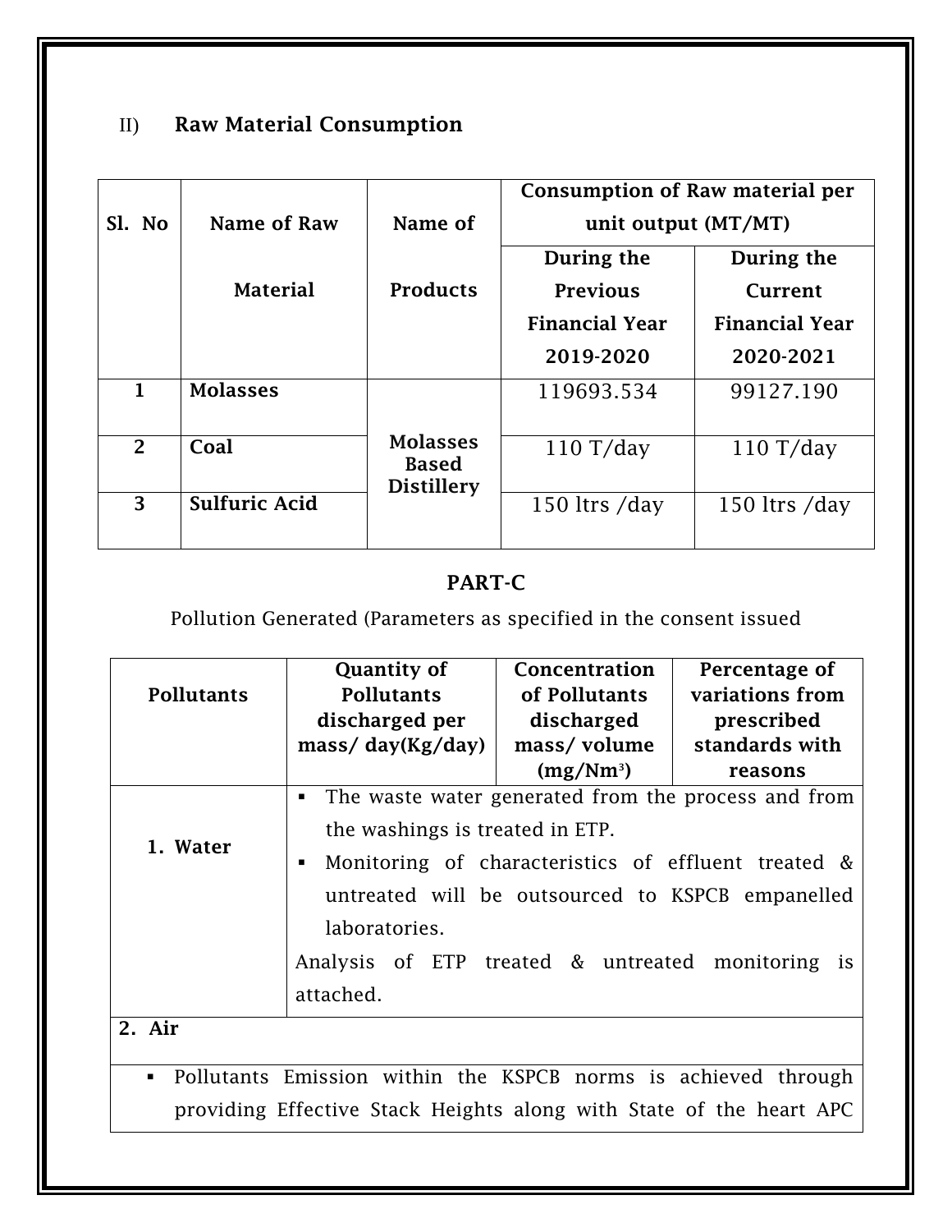II) **Raw Material Consumption**

| Sl. No | Name of Raw Material | Name of Products | Consumption of Raw material per unit output (MT/MT) | |
|---|---|---|---|---|
| | | | During the Previous Financial Year 2019-2020 | During the Current Financial Year 2020-2021 |
| 1 | **Molasses** | **Molasses Based Distillery** | 119693.534 | 99127.190 |
| 2 | **Coal** | | 110 T/day | 110 T/day |
| 3 | **Sulfuric Acid** | | 150 ltrs /day | 150 ltrs /day |

## PART-C

Pollution Generated (Parameters as specified in the consent issued

| Pollutants | Quantity of Pollutants discharged per mass/ day(Kg/day) | Concentration of Pollutants discharged mass/ volume ($mg/Nm^3$) | Percentage of variations from prescribed standards with reasons |
|---|---|---|---|
| 1. Water | ▪ The waste water generated from the process and from the washings is treated in ETP. ▪ Monitoring of characteristics of effluent treated & untreated will be outsourced to KSPCB empanelled laboratories. Analysis of ETP treated & untreated monitoring is attached. | | |
| **2. Air** | | | |
| ▪ Pollutants Emission within the KSPCB norms is achieved through providing Effective Stack Heights along with State of the heart APC | | | |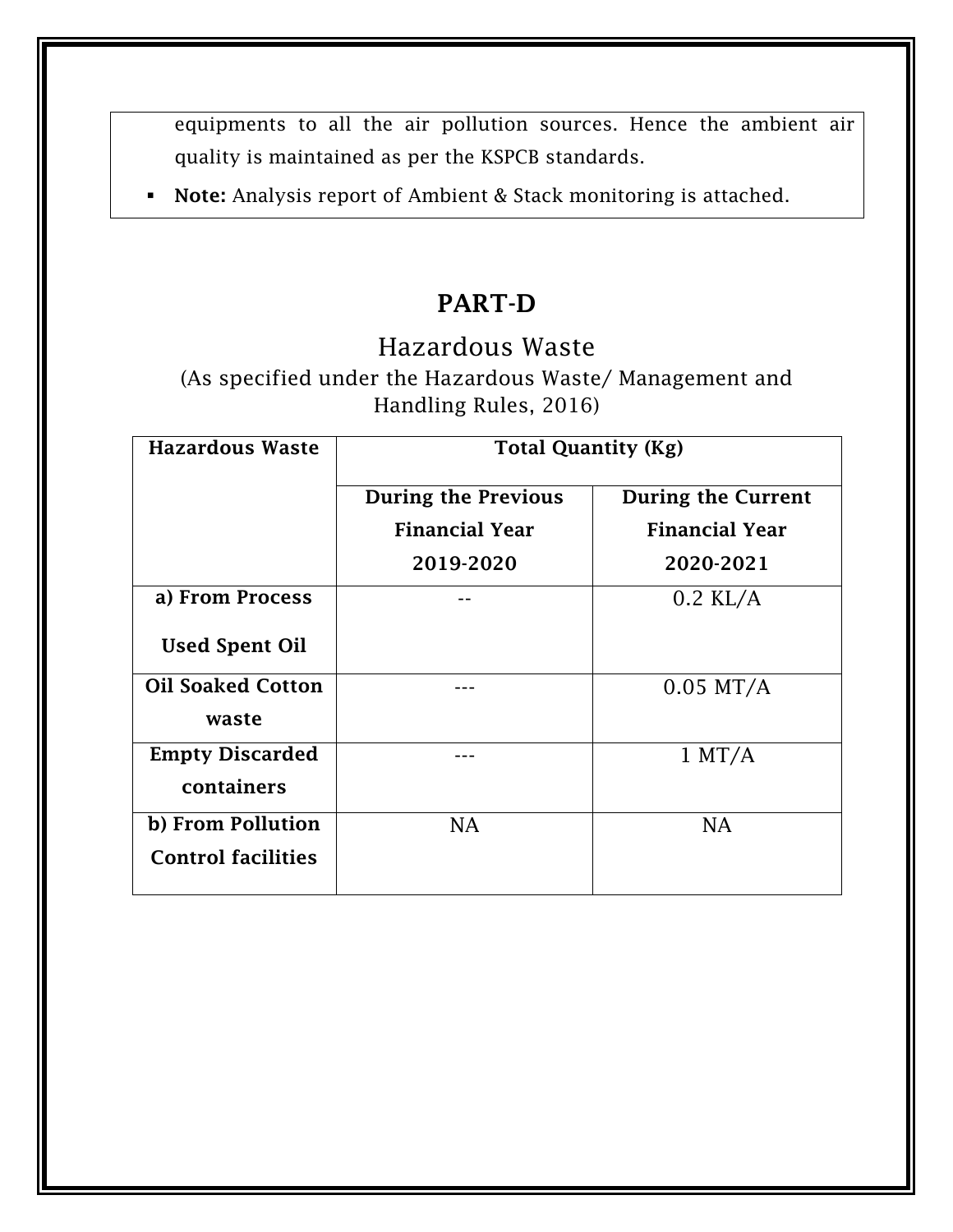equipments to all the air pollution sources. Hence the ambient air quality is maintained as per the KSPCB standards.

- **Note:** Analysis report of Ambient & Stack monitoring is attached.

## PART-D

### Hazardous Waste

(As specified under the Hazardous Waste/ Management and Handling Rules, 2016)

| Hazardous Waste | Total Quantity (Kg) | |
|---|---|---|
| | **During the Previous Financial Year 2019-2020** | **During the Current Financial Year 2020-2021** |
| **a) From Process Used Spent Oil** | -- | 0.2 KL/A |
| **Oil Soaked Cotton waste** | --- | 0.05 MT/A |
| **Empty Discarded containers** | --- | 1 MT/A |
| **b) From Pollution Control facilities** | NA | NA |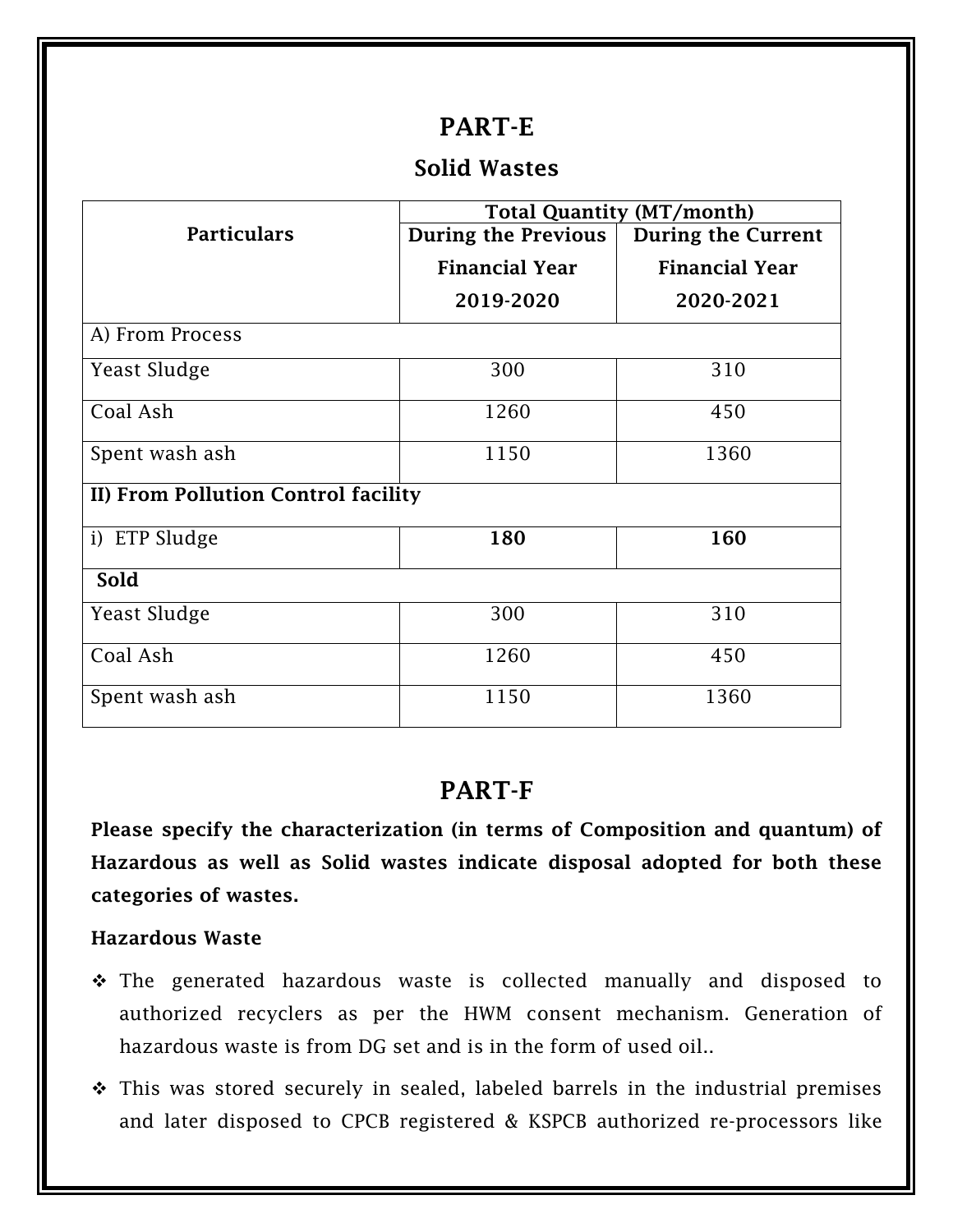## PART-E

### Solid Wastes

| Particulars | Total Quantity (MT/month) | |
|---|---|---|
| | During the Previous Financial Year 2019-2020 | During the Current Financial Year 2020-2021 |
| A) From Process | | |
| Yeast Sludge | 300 | 310 |
| Coal Ash | 1260 | 450 |
| Spent wash ash | 1150 | 1360 |
| **II) From Pollution Control facility** | | |
| i) ETP Sludge | **180** | **160** |
| **Sold** | | |
| Yeast Sludge | 300 | 310 |
| Coal Ash | 1260 | 450 |
| Spent wash ash | 1150 | 1360 |

## PART-F

**Please specify the characterization (in terms of Composition and quantum) of Hazardous as well as Solid wastes indicate disposal adopted for both these categories of wastes.**

**Hazardous Waste**

- The generated hazardous waste is collected manually and disposed to authorized recyclers as per the HWM consent mechanism. Generation of hazardous waste is from DG set and is in the form of used oil..
- This was stored securely in sealed, labeled barrels in the industrial premises and later disposed to CPCB registered & KSPCB authorized re-processors like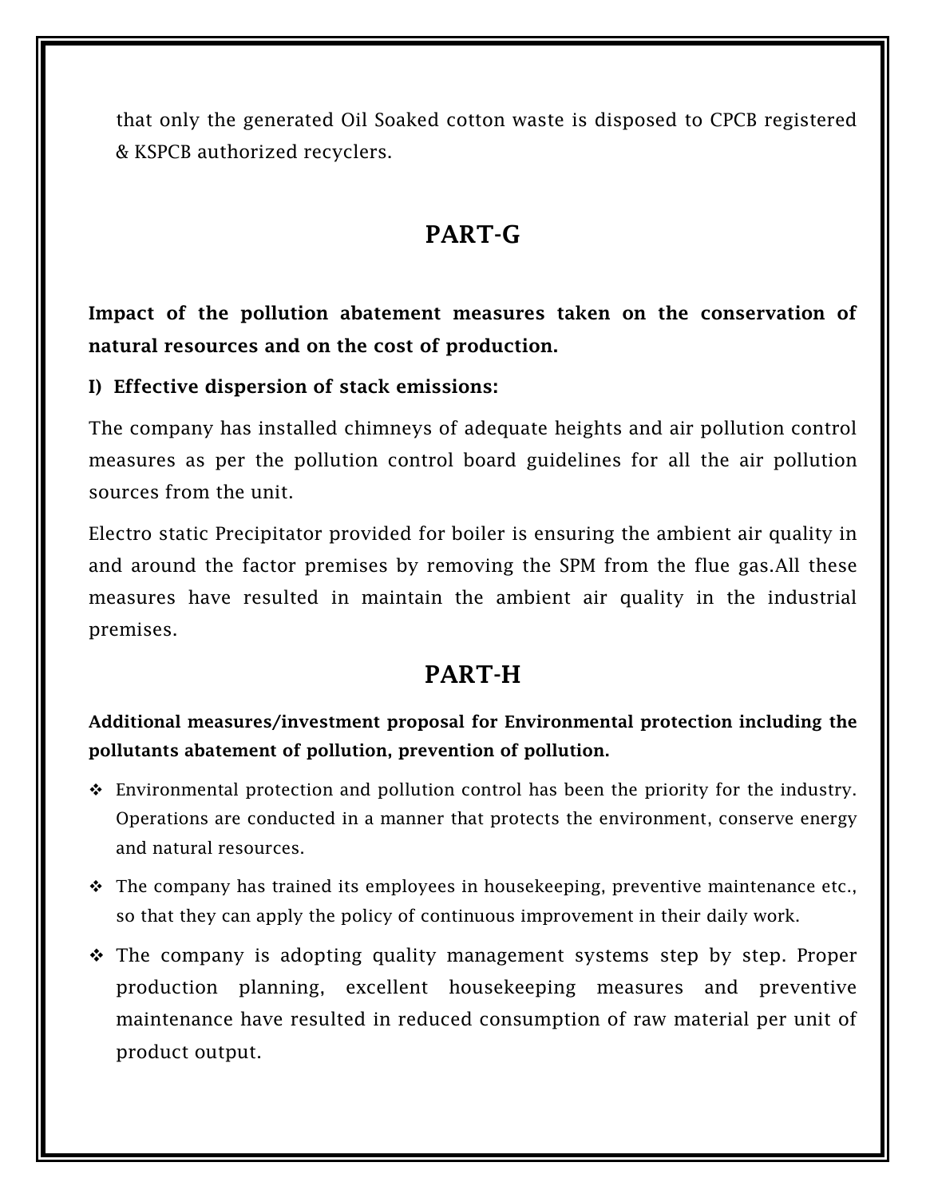that only the generated Oil Soaked cotton waste is disposed to CPCB registered & KSPCB authorized recyclers.

## PART-G

**Impact of the pollution abatement measures taken on the conservation of natural resources and on the cost of production.**

**I) Effective dispersion of stack emissions:**

The company has installed chimneys of adequate heights and air pollution control measures as per the pollution control board guidelines for all the air pollution sources from the unit.

Electro static Precipitator provided for boiler is ensuring the ambient air quality in and around the factor premises by removing the SPM from the flue gas.All these measures have resulted in maintain the ambient air quality in the industrial premises.

## PART-H

**Additional measures/investment proposal for Environmental protection including the pollutants abatement of pollution, prevention of pollution.**

- Environmental protection and pollution control has been the priority for the industry. Operations are conducted in a manner that protects the environment, conserve energy and natural resources.
- The company has trained its employees in housekeeping, preventive maintenance etc., so that they can apply the policy of continuous improvement in their daily work.
- The company is adopting quality management systems step by step. Proper production planning, excellent housekeeping measures and preventive maintenance have resulted in reduced consumption of raw material per unit of product output.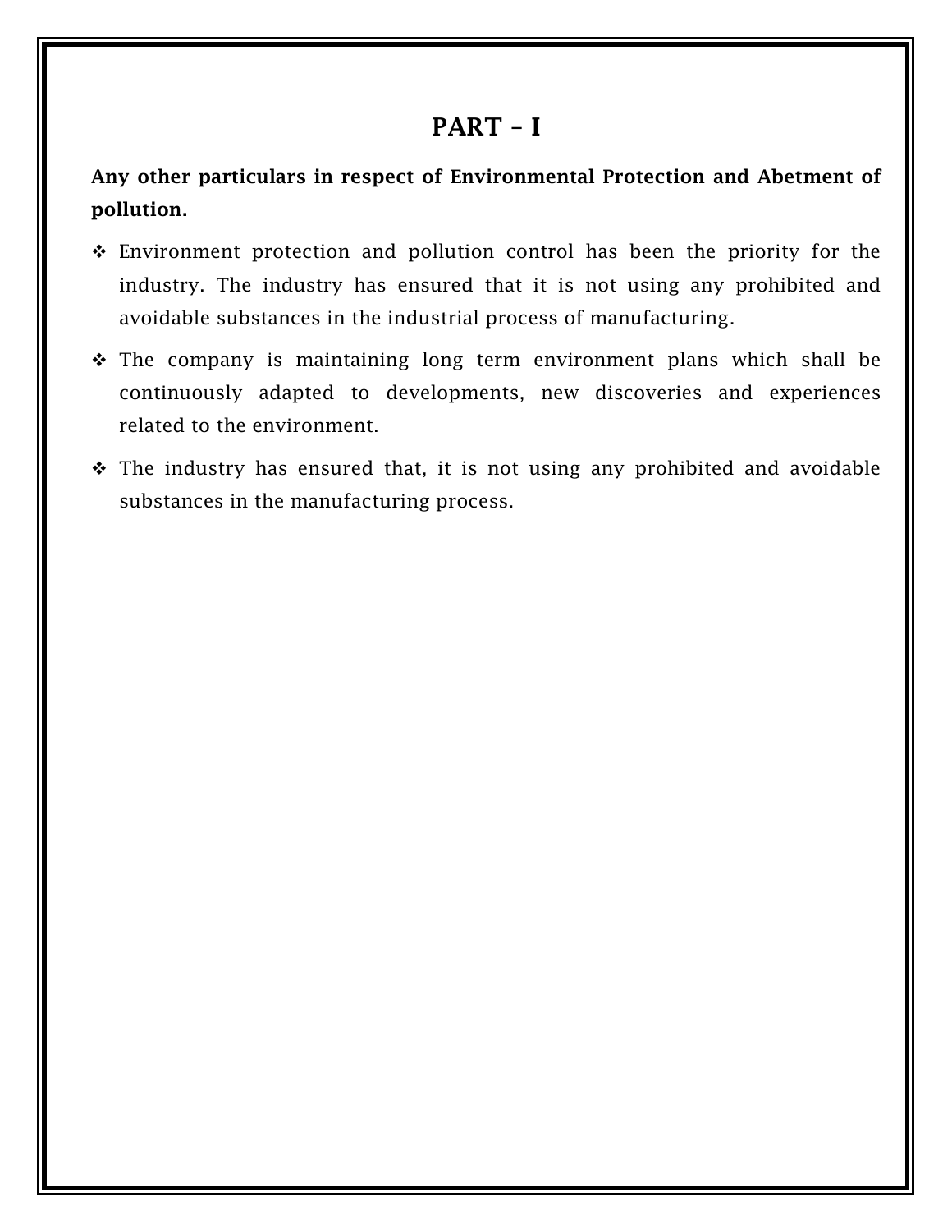# PART – I

**Any other particulars in respect of Environmental Protection and Abetment of pollution.**

- Environment protection and pollution control has been the priority for the industry. The industry has ensured that it is not using any prohibited and avoidable substances in the industrial process of manufacturing.
- The company is maintaining long term environment plans which shall be continuously adapted to developments, new discoveries and experiences related to the environment.
- The industry has ensured that, it is not using any prohibited and avoidable substances in the manufacturing process.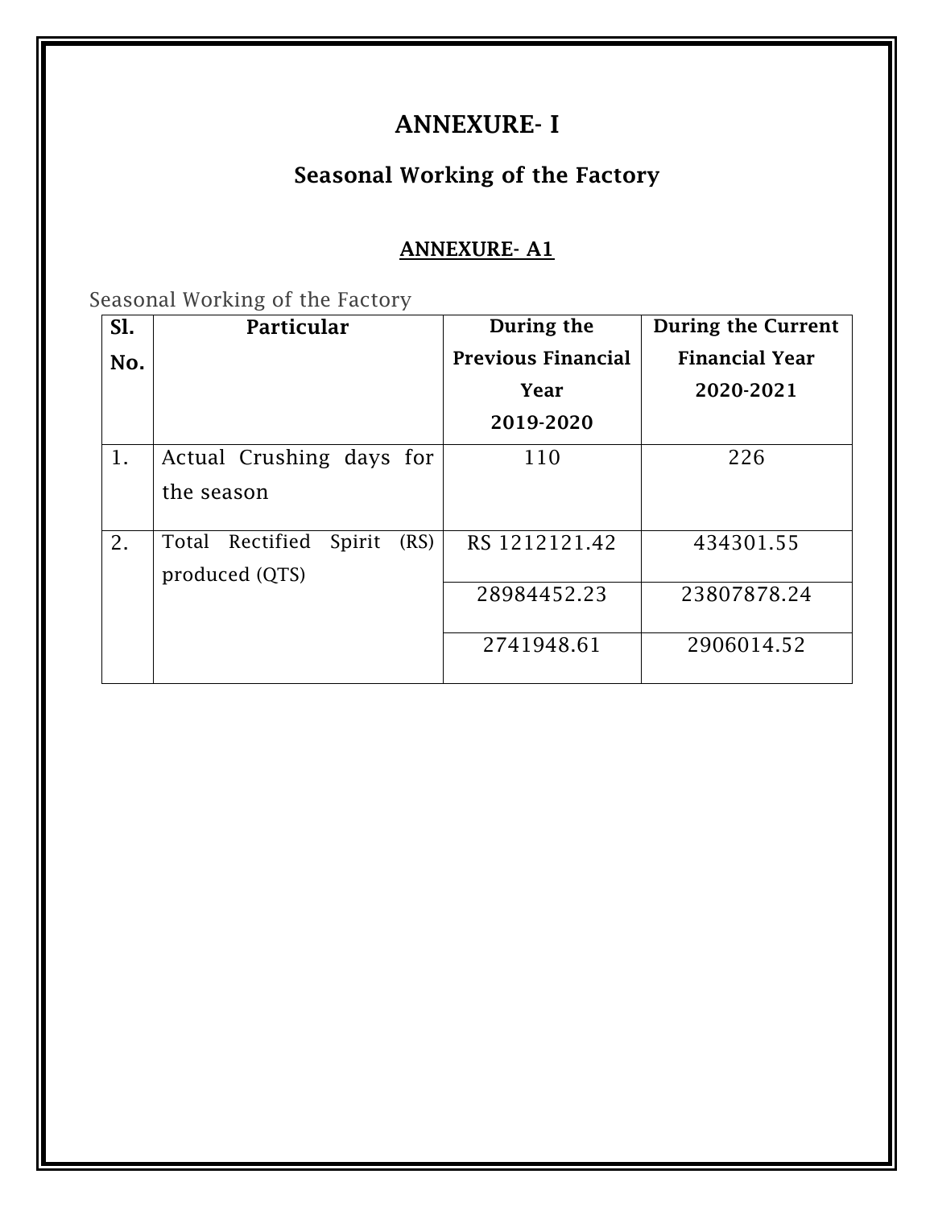# ANNEXURE- I

## Seasonal Working of the Factory

### ANNEXURE- A1

Seasonal Working of the Factory

| Sl. No. | Particular | During the Previous Financial Year 2019-2020 | During the Current Financial Year 2020-2021 |
|---|---|---|---|
| 1. | Actual Crushing days for the season | 110 | 226 |
| 2. | Total Rectified Spirit (RS) produced (QTS) | RS 1212121.42 | 434301.55 |
| | | 28984452.23 | 23807878.24 |
| | | 2741948.61 | 2906014.52 |